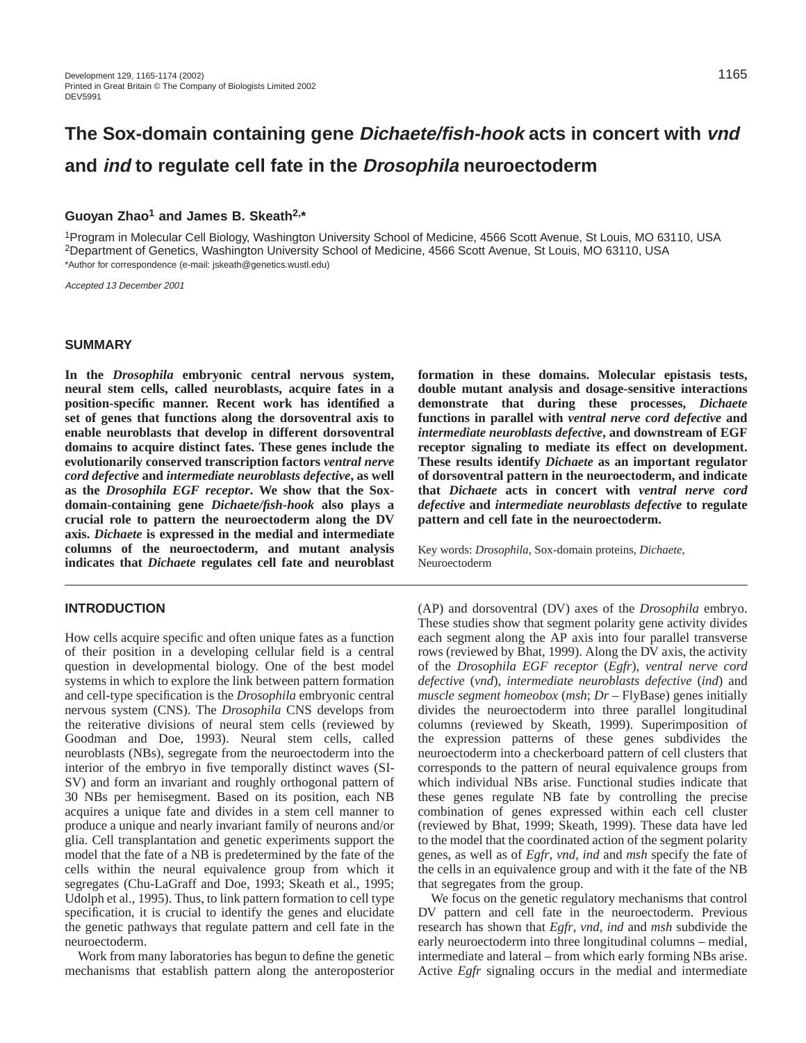# The Sox-domain containing gene *Dichaete/fish-hook* acts in concert with *vnd* and *ind* to regulate cell fate in the *Drosophila* neuroectoderm

**Guoyan Zhao[1] and James B. Skeath[2,*]**

[1]Program in Molecular Cell Biology, Washington University School of Medicine, 4566 Scott Avenue, St Louis, MO 63110, USA
[2]Department of Genetics, Washington University School of Medicine, 4566 Scott Avenue, St Louis, MO 63110, USA
*Author for correspondence (e-mail: jskeath@genetics.wustl.edu)

*Accepted 13 December 2001*

## SUMMARY

**In the *Drosophila* embryonic central nervous system, neural stem cells, called neuroblasts, acquire fates in a position-specific manner. Recent work has identified a set of genes that functions along the dorsoventral axis to enable neuroblasts that develop in different dorsoventral domains to acquire distinct fates. These genes include the evolutionarily conserved transcription factors *ventral nerve cord defective* and *intermediate neuroblasts defective*, as well as the *Drosophila EGF receptor*. We show that the Sox-domain-containing gene *Dichaete/fish-hook* also plays a crucial role to pattern the neuroectoderm along the DV axis. *Dichaete* is expressed in the medial and intermediate columns of the neuroectoderm, and mutant analysis indicates that *Dichaete* regulates cell fate and neuroblast formation in these domains. Molecular epistasis tests, double mutant analysis and dosage-sensitive interactions demonstrate that during these processes, *Dichaete* functions in parallel with *ventral nerve cord defective* and *intermediate neuroblasts defective*, and downstream of EGF receptor signaling to mediate its effect on development. These results identify *Dichaete* as an important regulator of dorsoventral pattern in the neuroectoderm, and indicate that *Dichaete* acts in concert with *ventral nerve cord defective* and *intermediate neuroblasts defective* to regulate pattern and cell fate in the neuroectoderm.**

Key words: *Drosophila*, Sox-domain proteins, *Dichaete*, Neuroectoderm

## INTRODUCTION

How cells acquire specific and often unique fates as a function of their position in a developing cellular field is a central question in developmental biology. One of the best model systems in which to explore the link between pattern formation and cell-type specification is the *Drosophila* embryonic central nervous system (CNS). The *Drosophila* CNS develops from the reiterative divisions of neural stem cells (reviewed by Goodman and Doe, 1993). Neural stem cells, called neuroblasts (NBs), segregate from the neuroectoderm into the interior of the embryo in five temporally distinct waves (SI-SV) and form an invariant and roughly orthogonal pattern of 30 NBs per hemisegment. Based on its position, each NB acquires a unique fate and divides in a stem cell manner to produce a unique and nearly invariant family of neurons and/or glia. Cell transplantation and genetic experiments support the model that the fate of a NB is predetermined by the fate of the cells within the neural equivalence group from which it segregates (Chu-LaGraff and Doe, 1993; Skeath et al., 1995; Udolph et al., 1995). Thus, to link pattern formation to cell type specification, it is crucial to identify the genes and elucidate the genetic pathways that regulate pattern and cell fate in the neuroectoderm.

Work from many laboratories has begun to define the genetic mechanisms that establish pattern along the anteroposterior (AP) and dorsoventral (DV) axes of the *Drosophila* embryo. These studies show that segment polarity gene activity divides each segment along the AP axis into four parallel transverse rows (reviewed by Bhat, 1999). Along the DV axis, the activity of the *Drosophila EGF receptor* (*Egfr*), *ventral nerve cord defective* (*vnd*), *intermediate neuroblasts defective* (*ind*) and *muscle segment homeobox* (*msh*; *Dr* – FlyBase) genes initially divides the neuroectoderm into three parallel longitudinal columns (reviewed by Skeath, 1999). Superimposition of the expression patterns of these genes subdivides the neuroectoderm into a checkerboard pattern of cell clusters that corresponds to the pattern of neural equivalence groups from which individual NBs arise. Functional studies indicate that these genes regulate NB fate by controlling the precise combination of genes expressed within each cell cluster (reviewed by Bhat, 1999; Skeath, 1999). These data have led to the model that the coordinated action of the segment polarity genes, as well as of *Egfr*, *vnd*, *ind* and *msh* specify the fate of the cells in an equivalence group and with it the fate of the NB that segregates from the group.

We focus on the genetic regulatory mechanisms that control DV pattern and cell fate in the neuroectoderm. Previous research has shown that *Egfr*, *vnd*, *ind* and *msh* subdivide the early neuroectoderm into three longitudinal columns – medial, intermediate and lateral – from which early forming NBs arise. Active *Egfr* signaling occurs in the medial and intermediate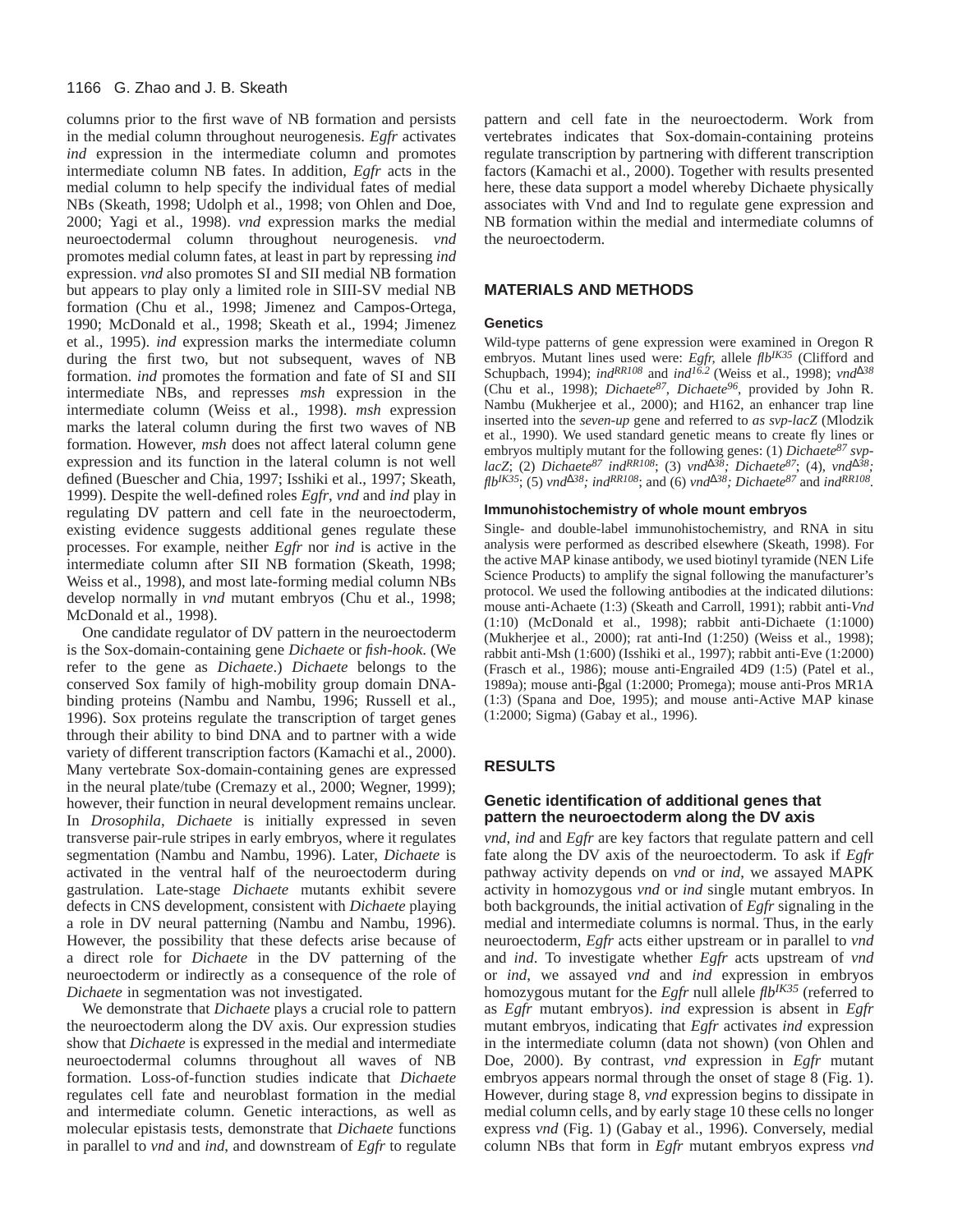columns prior to the first wave of NB formation and persists in the medial column throughout neurogenesis. *Egfr* activates *ind* expression in the intermediate column and promotes intermediate column NB fates. In addition, *Egfr* acts in the medial column to help specify the individual fates of medial NBs (Skeath, 1998; Udolph et al., 1998; von Ohlen and Doe, 2000; Yagi et al., 1998). *vnd* expression marks the medial neuroectodermal column throughout neurogenesis. *vnd* promotes medial column fates, at least in part by repressing *ind* expression. *vnd* also promotes SI and SII medial NB formation but appears to play only a limited role in SIII-SV medial NB formation (Chu et al., 1998; Jimenez and Campos-Ortega, 1990; McDonald et al., 1998; Skeath et al., 1994; Jimenez et al., 1995). *ind* expression marks the intermediate column during the first two, but not subsequent, waves of NB formation. *ind* promotes the formation and fate of SI and SII intermediate NBs, and represses *msh* expression in the intermediate column (Weiss et al., 1998). *msh* expression marks the lateral column during the first two waves of NB formation. However, *msh* does not affect lateral column gene expression and its function in the lateral column is not well defined (Buescher and Chia, 1997; Isshiki et al., 1997; Skeath, 1999). Despite the well-defined roles *Egfr*, *vnd* and *ind* play in regulating DV pattern and cell fate in the neuroectoderm, existing evidence suggests additional genes regulate these processes. For example, neither *Egfr* nor *ind* is active in the intermediate column after SII NB formation (Skeath, 1998; Weiss et al., 1998), and most late-forming medial column NBs develop normally in *vnd* mutant embryos (Chu et al., 1998; McDonald et al., 1998).

One candidate regulator of DV pattern in the neuroectoderm is the Sox-domain-containing gene *Dichaete* or *fish-hook*. (We refer to the gene as *Dichaete*.) *Dichaete* belongs to the conserved Sox family of high-mobility group domain DNA-binding proteins (Nambu and Nambu, 1996; Russell et al., 1996). Sox proteins regulate the transcription of target genes through their ability to bind DNA and to partner with a wide variety of different transcription factors (Kamachi et al., 2000). Many vertebrate Sox-domain-containing genes are expressed in the neural plate/tube (Cremazy et al., 2000; Wegner, 1999); however, their function in neural development remains unclear. In *Drosophila*, *Dichaete* is initially expressed in seven transverse pair-rule stripes in early embryos, where it regulates segmentation (Nambu and Nambu, 1996). Later, *Dichaete* is activated in the ventral half of the neuroectoderm during gastrulation. Late-stage *Dichaete* mutants exhibit severe defects in CNS development, consistent with *Dichaete* playing a role in DV neural patterning (Nambu and Nambu, 1996). However, the possibility that these defects arise because of a direct role for *Dichaete* in the DV patterning of the neuroectoderm or indirectly as a consequence of the role of *Dichaete* in segmentation was not investigated.

We demonstrate that *Dichaete* plays a crucial role to pattern the neuroectoderm along the DV axis. Our expression studies show that *Dichaete* is expressed in the medial and intermediate neuroectodermal columns throughout all waves of NB formation. Loss-of-function studies indicate that *Dichaete* regulates cell fate and neuroblast formation in the medial and intermediate column. Genetic interactions, as well as molecular epistasis tests, demonstrate that *Dichaete* functions in parallel to *vnd* and *ind*, and downstream of *Egfr* to regulate pattern and cell fate in the neuroectoderm. Work from vertebrates indicates that Sox-domain-containing proteins regulate transcription by partnering with different transcription factors (Kamachi et al., 2000). Together with results presented here, these data support a model whereby Dichaete physically associates with Vnd and Ind to regulate gene expression and NB formation within the medial and intermediate columns of the neuroectoderm.

## MATERIALS AND METHODS

### Genetics

Wild-type patterns of gene expression were examined in Oregon R embryos. Mutant lines used were: *Egfr*, allele $flb^{IK35}$ (Clifford and Schupbach, 1994); $ind^{RR108}$ and $ind^{16.2}$ (Weiss et al., 1998); $vnd^{\Delta 38}$ (Chu et al., 1998); $Dichaete^{87}$, $Dichaete^{96}$, provided by John R. Nambu (Mukherjee et al., 2000); and H162, an enhancer trap line inserted into the *seven-up* gene and referred to *as svp-lacZ* (Mlodzik et al., 1990). We used standard genetic means to create fly lines or embryos multiply mutant for the following genes: (1) $Dichaete^{87}$ *svp-lacZ*; (2) $Dichaete^{87}$ $ind^{RR108}$; (3) $vnd^{\Delta 38}$; $Dichaete^{87}$; (4), $vnd^{\Delta 38}$; $flb^{IK35}$; (5) $vnd^{\Delta 38}$; $ind^{RR108}$; and (6) $vnd^{\Delta 38}$; $Dichaete^{87}$ and $ind^{RR108}$.

### Immunohistochemistry of whole mount embryos

Single- and double-label immunohistochemistry, and RNA in situ analysis were performed as described elsewhere (Skeath, 1998). For the active MAP kinase antibody, we used biotinyl tyramide (NEN Life Science Products) to amplify the signal following the manufacturer's protocol. We used the following antibodies at the indicated dilutions: mouse anti-Achaete (1:3) (Skeath and Carroll, 1991); rabbit anti-*Vnd* (1:10) (McDonald et al., 1998); rabbit anti-Dichaete (1:1000) (Mukherjee et al., 2000); rat anti-Ind (1:250) (Weiss et al., 1998); rabbit anti-Msh (1:600) (Isshiki et al., 1997); rabbit anti-Eve (1:2000) (Frasch et al., 1986); mouse anti-Engrailed 4D9 (1:5) (Patel et al., 1989a); mouse anti-βgal (1:2000; Promega); mouse anti-Pros MR1A (1:3) (Spana and Doe, 1995); and mouse anti-Active MAP kinase (1:2000; Sigma) (Gabay et al., 1996).

## RESULTS

### Genetic identification of additional genes that pattern the neuroectoderm along the DV axis

*vnd*, *ind* and *Egfr* are key factors that regulate pattern and cell fate along the DV axis of the neuroectoderm. To ask if *Egfr* pathway activity depends on *vnd* or *ind*, we assayed MAPK activity in homozygous *vnd* or *ind* single mutant embryos. In both backgrounds, the initial activation of *Egfr* signaling in the medial and intermediate columns is normal. Thus, in the early neuroectoderm, *Egfr* acts either upstream or in parallel to *vnd* and *ind*. To investigate whether *Egfr* acts upstream of *vnd* or *ind*, we assayed *vnd* and *ind* expression in embryos homozygous mutant for the *Egfr* null allele $flb^{IK35}$ (referred to as *Egfr* mutant embryos). *ind* expression is absent in *Egfr* mutant embryos, indicating that *Egfr* activates *ind* expression in the intermediate column (data not shown) (von Ohlen and Doe, 2000). By contrast, *vnd* expression in *Egfr* mutant embryos appears normal through the onset of stage 8 (Fig. 1). However, during stage 8, *vnd* expression begins to dissipate in medial column cells, and by early stage 10 these cells no longer express *vnd* (Fig. 1) (Gabay et al., 1996). Conversely, medial column NBs that form in *Egfr* mutant embryos express *vnd*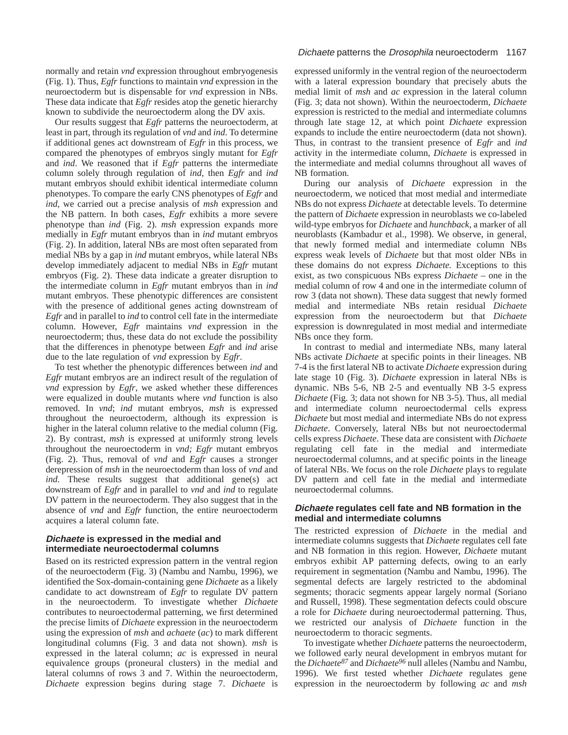normally and retain *vnd* expression throughout embryogenesis (Fig. 1). Thus, *Egfr* functions to maintain *vnd* expression in the neuroectoderm but is dispensable for *vnd* expression in NBs. These data indicate that *Egfr* resides atop the genetic hierarchy known to subdivide the neuroectoderm along the DV axis.

Our results suggest that *Egfr* patterns the neuroectoderm, at least in part, through its regulation of *vnd* and *ind*. To determine if additional genes act downstream of *Egfr* in this process, we compared the phenotypes of embryos singly mutant for *Egfr* and *ind*. We reasoned that if *Egfr* patterns the intermediate column solely through regulation of *ind*, then *Egfr* and *ind* mutant embryos should exhibit identical intermediate column phenotypes. To compare the early CNS phenotypes of *Egfr* and *ind*, we carried out a precise analysis of *msh* expression and the NB pattern. In both cases, *Egfr* exhibits a more severe phenotype than *ind* (Fig. 2). *msh* expression expands more medially in *Egfr* mutant embryos than in *ind* mutant embryos (Fig. 2). In addition, lateral NBs are most often separated from medial NBs by a gap in *ind* mutant embryos, while lateral NBs develop immediately adjacent to medial NBs in *Egfr* mutant embryos (Fig. 2). These data indicate a greater disruption to the intermediate column in *Egfr* mutant embryos than in *ind* mutant embryos. These phenotypic differences are consistent with the presence of additional genes acting downstream of *Egfr* and in parallel to *ind* to control cell fate in the intermediate column. However, *Egfr* maintains *vnd* expression in the neuroectoderm; thus, these data do not exclude the possibility that the differences in phenotype between *Egfr* and *ind* arise due to the late regulation of *vnd* expression by *Egfr*.

To test whether the phenotypic differences between *ind* and *Egfr* mutant embryos are an indirect result of the regulation of *vnd* expression by *Egfr*, we asked whether these differences were equalized in double mutants where *vnd* function is also removed. In *vnd*; *ind* mutant embryos, *msh* is expressed throughout the neuroectoderm, although its expression is higher in the lateral column relative to the medial column (Fig. 2). By contrast, *msh* is expressed at uniformly strong levels throughout the neuroectoderm in *vnd; Egfr* mutant embryos (Fig. 2). Thus, removal of *vnd* and *Egfr* causes a stronger derepression of *msh* in the neuroectoderm than loss of *vnd* and *ind*. These results suggest that additional gene(s) act downstream of *Egfr* and in parallel to *vnd* and *ind* to regulate DV pattern in the neuroectoderm. They also suggest that in the absence of *vnd* and *Egfr* function, the entire neuroectoderm acquires a lateral column fate.

### *Dichaete* is expressed in the medial and intermediate neuroectodermal columns

Based on its restricted expression pattern in the ventral region of the neuroectoderm (Fig. 3) (Nambu and Nambu, 1996), we identified the Sox-domain-containing gene *Dichaete* as a likely candidate to act downstream of *Egfr* to regulate DV pattern in the neuroectoderm. To investigate whether *Dichaete* contributes to neuroectodermal patterning, we first determined the precise limits of *Dichaete* expression in the neuroectoderm using the expression of *msh* and *achaete* (*ac*) to mark different longitudinal columns (Fig. 3 and data not shown). *msh* is expressed in the lateral column; *ac* is expressed in neural equivalence groups (proneural clusters) in the medial and lateral columns of rows 3 and 7. Within the neuroectoderm, *Dichaete* expression begins during stage 7. *Dichaete* is expressed uniformly in the ventral region of the neuroectoderm with a lateral expression boundary that precisely abuts the medial limit of *msh* and *ac* expression in the lateral column (Fig. 3; data not shown). Within the neuroectoderm, *Dichaete* expression is restricted to the medial and intermediate columns through late stage 12, at which point *Dichaete* expression expands to include the entire neuroectoderm (data not shown). Thus, in contrast to the transient presence of *Egfr* and *ind* activity in the intermediate column, *Dichaete* is expressed in the intermediate and medial columns throughout all waves of NB formation.

During our analysis of *Dichaete* expression in the neuroectoderm, we noticed that most medial and intermediate NBs do not express *Dichaete* at detectable levels. To determine the pattern of *Dichaete* expression in neuroblasts we co-labeled wild-type embryos for *Dichaete* and *hunchback*, a marker of all neuroblasts (Kambadur et al., 1998). We observe, in general, that newly formed medial and intermediate column NBs express weak levels of *Dichaete* but that most older NBs in these domains do not express *Dichaete.* Exceptions to this exist, as two conspicuous NBs express *Dichaete* – one in the medial column of row 4 and one in the intermediate column of row 3 (data not shown). These data suggest that newly formed medial and intermediate NBs retain residual *Dichaete* expression from the neuroectoderm but that *Dichaete* expression is downregulated in most medial and intermediate NBs once they form.

In contrast to medial and intermediate NBs, many lateral NBs activate *Dichaete* at specific points in their lineages. NB 7-4 is the first lateral NB to activate *Dichaete* expression during late stage 10 (Fig. 3). *Dichaete* expression in lateral NBs is dynamic. NBs 5-6, NB 2-5 and eventually NB 3-5 express *Dichaete* (Fig. 3; data not shown for NB 3-5). Thus, all medial and intermediate column neuroectodermal cells express *Dichaete* but most medial and intermediate NBs do not express *Dichaete*. Conversely, lateral NBs but not neuroectodermal cells express *Dichaete*. These data are consistent with *Dichaete* regulating cell fate in the medial and intermediate neuroectodermal columns, and at specific points in the lineage of lateral NBs. We focus on the role *Dichaete* plays to regulate DV pattern and cell fate in the medial and intermediate neuroectodermal columns.

### *Dichaete* regulates cell fate and NB formation in the medial and intermediate columns

The restricted expression of *Dichaete* in the medial and intermediate columns suggests that *Dichaete* regulates cell fate and NB formation in this region. However, *Dichaete* mutant embryos exhibit AP patterning defects, owing to an early requirement in segmentation (Nambu and Nambu, 1996). The segmental defects are largely restricted to the abdominal segments; thoracic segments appear largely normal (Soriano and Russell, 1998). These segmentation defects could obscure a role for *Dichaete* during neuroectodermal patterning. Thus, we restricted our analysis of *Dichaete* function in the neuroectoderm to thoracic segments.

To investigate whether *Dichaete* patterns the neuroectoderm, we followed early neural development in embryos mutant for the *Dichaete*[87] and *Dichaete*[96] null alleles (Nambu and Nambu, 1996). We first tested whether *Dichaete* regulates gene expression in the neuroectoderm by following *ac* and *msh*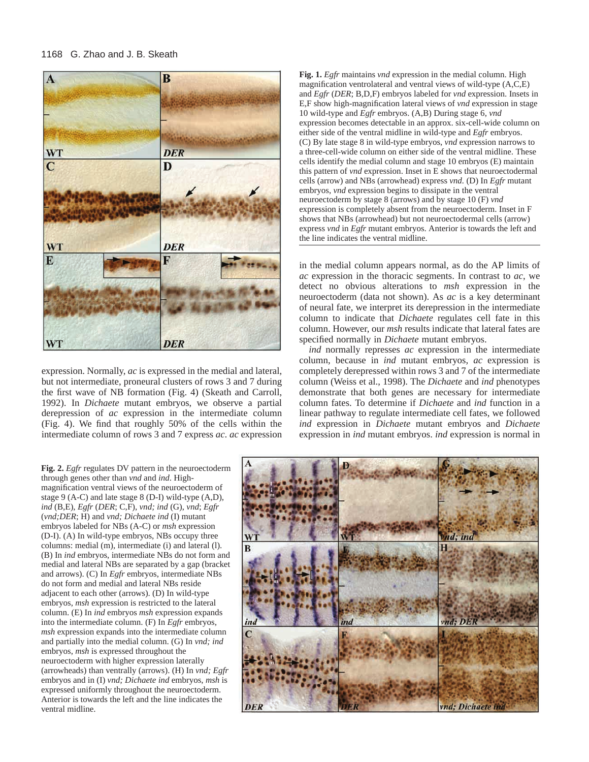**Fig. 1.** *Egfr* maintains *vnd* expression in the medial column. High magnification ventrolateral and ventral views of wild-type (A,C,E) and *Egfr* (*DER*; B,D,F) embryos labeled for *vnd* expression. Insets in E,F show high-magnification lateral views of *vnd* expression in stage 10 wild-type and *Egfr* embryos. (A,B) During stage 6, *vnd* expression becomes detectable in an approx. six-cell-wide column on either side of the ventral midline in wild-type and *Egfr* embryos. (C) By late stage 8 in wild-type embryos, *vnd* expression narrows to a three-cell-wide column on either side of the ventral midline. These cells identify the medial column and stage 10 embryos (E) maintain this pattern of *vnd* expression. Inset in E shows that neuroectodermal cells (arrow) and NBs (arrowhead) express *vnd*. (D) In *Egfr* mutant embryos, *vnd* expression begins to dissipate in the ventral neuroectoderm by stage 8 (arrows) and by stage 10 (F) *vnd* expression is completely absent from the neuroectoderm. Inset in F shows that NBs (arrowhead) but not neuroectodermal cells (arrow) express *vnd* in *Egfr* mutant embryos. Anterior is towards the left and the line indicates the ventral midline.

expression. Normally, *ac* is expressed in the medial and lateral, but not intermediate, proneural clusters of rows 3 and 7 during the first wave of NB formation (Fig. 4) (Skeath and Carroll, 1992). In *Dichaete* mutant embryos, we observe a partial derepression of *ac* expression in the intermediate column (Fig. 4). We find that roughly 50% of the cells within the intermediate column of rows 3 and 7 express *ac*. *ac* expression in the medial column appears normal, as do the AP limits of *ac* expression in the thoracic segments. In contrast to *ac*, we detect no obvious alterations to *msh* expression in the neuroectoderm (data not shown). As *ac* is a key determinant of neural fate, we interpret its derepression in the intermediate column to indicate that *Dichaete* regulates cell fate in this column. However, our *msh* results indicate that lateral fates are specified normally in *Dichaete* mutant embryos.

*ind* normally represses *ac* expression in the intermediate column, because in *ind* mutant embryos, *ac* expression is completely derepressed within rows 3 and 7 of the intermediate column (Weiss et al., 1998). The *Dichaete* and *ind* phenotypes demonstrate that both genes are necessary for intermediate column fates. To determine if *Dichaete* and *ind* function in a linear pathway to regulate intermediate cell fates, we followed *ind* expression in *Dichaete* mutant embryos and *Dichaete* expression in *ind* mutant embryos. *ind* expression is normal in

**Fig. 2.** *Egfr* regulates DV pattern in the neuroectoderm through genes other than *vnd* and *ind*. High-magnification ventral views of the neuroectoderm of stage 9 (A-C) and late stage 8 (D-I) wild-type (A,D), *ind* (B,E), *Egfr* (*DER*; C,F), *vnd; ind* (G), *vnd*; *Egfr* (*vnd;DER*; H) and *vnd; Dichaete ind* (I) mutant embryos labeled for NBs (A-C) or *msh* expression (D-I). (A) In wild-type embryos, NBs occupy three columns: medial (m), intermediate (i) and lateral (l). (B) In *ind* embryos, intermediate NBs do not form and medial and lateral NBs are separated by a gap (bracket and arrows). (C) In *Egfr* embryos, intermediate NBs do not form and medial and lateral NBs reside adjacent to each other (arrows). (D) In wild-type embryos, *msh* expression is restricted to the lateral column. (E) In *ind* embryos *msh* expression expands into the intermediate column. (F) In *Egfr* embryos, *msh* expression expands into the intermediate column and partially into the medial column. (G) In *vnd; ind* embryos, *msh* is expressed throughout the neuroectoderm with higher expression laterally (arrowheads) than ventrally (arrows). (H) In *vnd; Egfr* embryos and in (I) *vnd; Dichaete ind* embryos, *msh* is expressed uniformly throughout the neuroectoderm. Anterior is towards the left and the line indicates the ventral midline.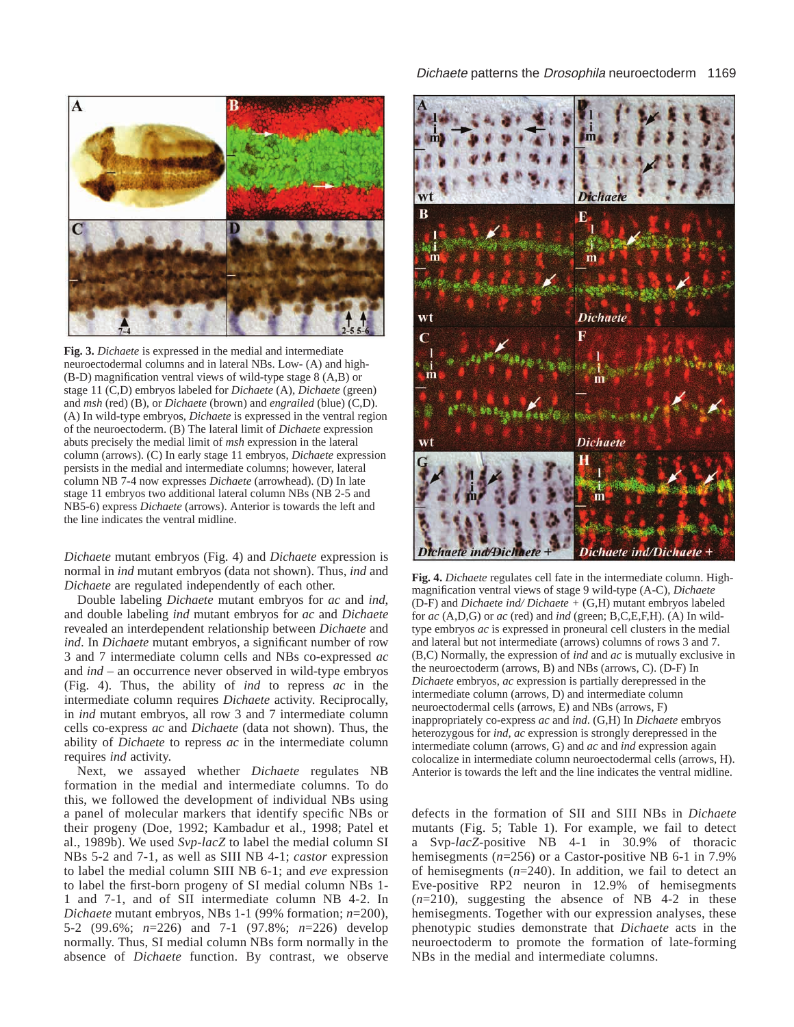**Fig. 3.** *Dichaete* is expressed in the medial and intermediate neuroectodermal columns and in lateral NBs. Low- (A) and high- (B-D) magnification ventral views of wild-type stage 8 (A,B) or stage 11 (C,D) embryos labeled for *Dichaete* (A), *Dichaete* (green) and *msh* (red) (B), or *Dichaete* (brown) and *engrailed* (blue) (C,D). (A) In wild-type embryos, *Dichaete* is expressed in the ventral region of the neuroectoderm. (B) The lateral limit of *Dichaete* expression abuts precisely the medial limit of *msh* expression in the lateral column (arrows). (C) In early stage 11 embryos, *Dichaete* expression persists in the medial and intermediate columns; however, lateral column NB 7-4 now expresses *Dichaete* (arrowhead). (D) In late stage 11 embryos two additional lateral column NBs (NB 2-5 and NB5-6) express *Dichaete* (arrows). Anterior is towards the left and the line indicates the ventral midline.

**Fig. 4.** *Dichaete* regulates cell fate in the intermediate column. High-magnification ventral views of stage 9 wild-type (A-C), *Dichaete* (D-F) and *Dichaete ind/ Dichaete* + (G,H) mutant embryos labeled for *ac* (A,D,G) or *ac* (red) and *ind* (green; B,C,E,F,H). (A) In wild-type embryos *ac* is expressed in proneural cell clusters in the medial and lateral but not intermediate (arrows) columns of rows 3 and 7. (B,C) Normally, the expression of *ind* and *ac* is mutually exclusive in the neuroectoderm (arrows, B) and NBs (arrows, C). (D-F) In *Dichaete* embryos, *ac* expression is partially derepressed in the intermediate column (arrows, D) and intermediate column neuroectodermal cells (arrows, E) and NBs (arrows, F) inappropriately co-express *ac* and *ind*. (G,H) In *Dichaete* embryos heterozygous for *ind*, *ac* expression is strongly derepressed in the intermediate column (arrows, G) and *ac* and *ind* expression again colocalize in intermediate column neuroectodermal cells (arrows, H). Anterior is towards the left and the line indicates the ventral midline.

*Dichaete* mutant embryos (Fig. 4) and *Dichaete* expression is normal in *ind* mutant embryos (data not shown). Thus, *ind* and *Dichaete* are regulated independently of each other.

Double labeling *Dichaete* mutant embryos for *ac* and *ind*, and double labeling *ind* mutant embryos for *ac* and *Dichaete* revealed an interdependent relationship between *Dichaete* and *ind*. In *Dichaete* mutant embryos, a significant number of row 3 and 7 intermediate column cells and NBs co-expressed *ac* and *ind* – an occurrence never observed in wild-type embryos (Fig. 4). Thus, the ability of *ind* to repress *ac* in the intermediate column requires *Dichaete* activity. Reciprocally, in *ind* mutant embryos, all row 3 and 7 intermediate column cells co-express *ac* and *Dichaete* (data not shown). Thus, the ability of *Dichaete* to repress *ac* in the intermediate column requires *ind* activity.

Next, we assayed whether *Dichaete* regulates NB formation in the medial and intermediate columns. To do this, we followed the development of individual NBs using a panel of molecular markers that identify specific NBs or their progeny (Doe, 1992; Kambadur et al., 1998; Patel et al., 1989b). We used *Svp-lacZ* to label the medial column SI NBs 5-2 and 7-1, as well as SIII NB 4-1; *castor* expression to label the medial column SIII NB 6-1; and *eve* expression to label the first-born progeny of SI medial column NBs 1-1 and 7-1, and of SII intermediate column NB 4-2. In *Dichaete* mutant embryos, NBs 1-1 (99% formation; *n*=200), 5-2 (99.6%; *n*=226) and 7-1 (97.8%; *n*=226) develop normally. Thus, SI medial column NBs form normally in the absence of *Dichaete* function. By contrast, we observe defects in the formation of SII and SIII NBs in *Dichaete* mutants (Fig. 5; Table 1). For example, we fail to detect a Svp-*lacZ*-positive NB 4-1 in 30.9% of thoracic hemisegments (*n*=256) or a Castor-positive NB 6-1 in 7.9% of hemisegments (*n*=240). In addition, we fail to detect an Eve-positive RP2 neuron in 12.9% of hemisegments (*n*=210), suggesting the absence of NB 4-2 in these hemisegments. Together with our expression analyses, these phenotypic studies demonstrate that *Dichaete* acts in the neuroectoderm to promote the formation of late-forming NBs in the medial and intermediate columns.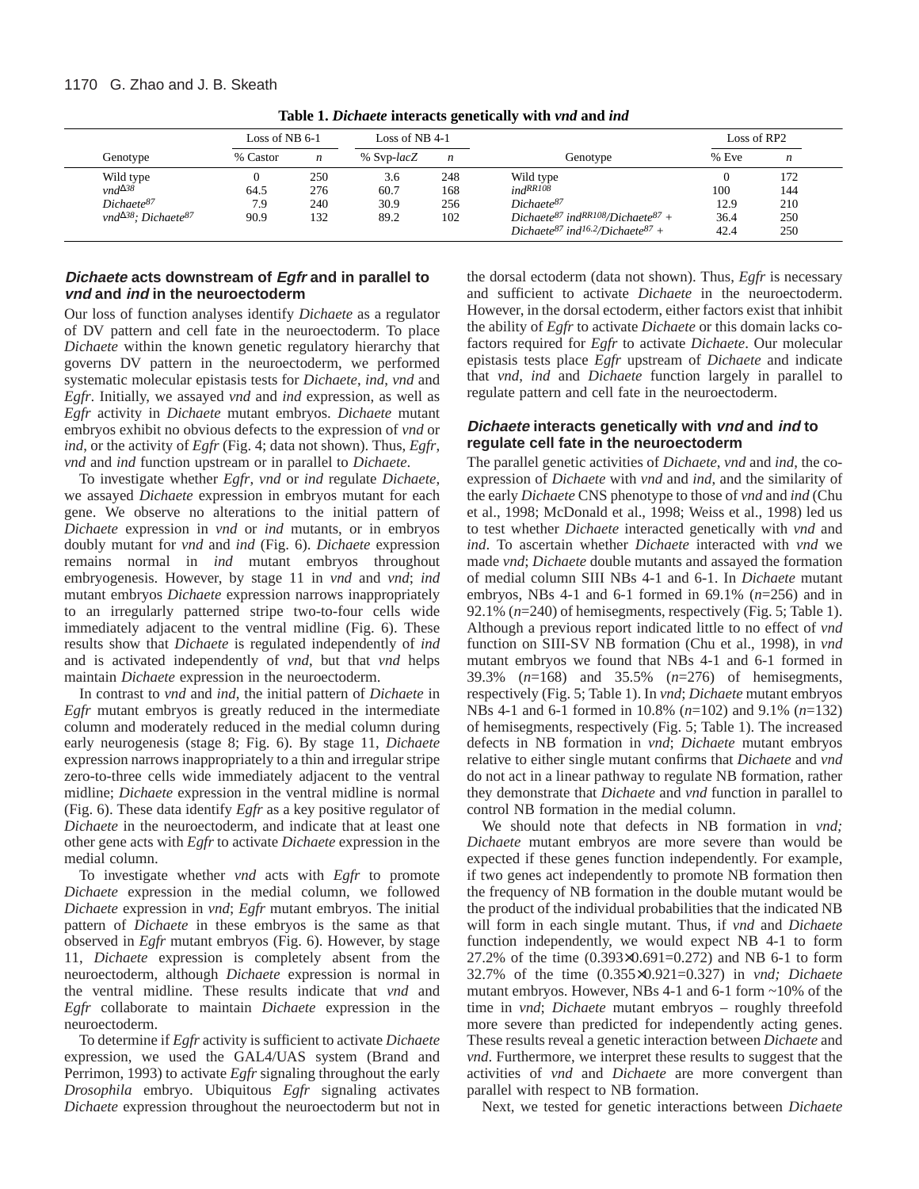**Table 1. *Dichaete* interacts genetically with *vnd* and *ind***

| | Loss of NB 6-1 | | Loss of NB 4-1 | | | Loss of RP2 | |
|---|---|---|---|---|---|---|---|
| Genotype | % Castor | *n* | % Svp-*lacZ* | *n* | Genotype | % Eve | *n* |
| Wild type | 0 | 250 | 3.6 | 248 | Wild type | 0 | 172 |
| $vnd^{\Delta 38}$ | 64.5 | 276 | 60.7 | 168 | $ind^{RR108}$ | 100 | 144 |
| $Dichaete^{87}$ | 7.9 | 240 | 30.9 | 256 | $Dichaete^{87}$ | 12.9 | 210 |
| $vnd^{\Delta 38}$; $Dichaete^{87}$ | 90.9 | 132 | 89.2 | 102 | $Dichaete^{87}$ $ind^{RR108}$/$Dichaete^{87}$ + | 36.4 | 250 |
| | | | | | $Dichaete^{87}$ $ind^{16.2}$/$Dichaete^{87}$ + | 42.4 | 250 |

### ***Dichaete* acts downstream of *Egfr* and in parallel to *vnd* and *ind* in the neuroectoderm**

Our loss of function analyses identify *Dichaete* as a regulator of DV pattern and cell fate in the neuroectoderm. To place *Dichaete* within the known genetic regulatory hierarchy that governs DV pattern in the neuroectoderm, we performed systematic molecular epistasis tests for *Dichaete*, *ind*, *vnd* and *Egfr*. Initially, we assayed *vnd* and *ind* expression, as well as *Egfr* activity in *Dichaete* mutant embryos. *Dichaete* mutant embryos exhibit no obvious defects to the expression of *vnd* or *ind*, or the activity of *Egfr* (Fig. 4; data not shown). Thus, *Egfr*, *vnd* and *ind* function upstream or in parallel to *Dichaete*.

To investigate whether *Egfr*, *vnd* or *ind* regulate *Dichaete*, we assayed *Dichaete* expression in embryos mutant for each gene. We observe no alterations to the initial pattern of *Dichaete* expression in *vnd* or *ind* mutants, or in embryos doubly mutant for *vnd* and *ind* (Fig. 6). *Dichaete* expression remains normal in *ind* mutant embryos throughout embryogenesis. However, by stage 11 in *vnd* and *vnd*; *ind* mutant embryos *Dichaete* expression narrows inappropriately to an irregularly patterned stripe two-to-four cells wide immediately adjacent to the ventral midline (Fig. 6). These results show that *Dichaete* is regulated independently of *ind* and is activated independently of *vnd*, but that *vnd* helps maintain *Dichaete* expression in the neuroectoderm.

In contrast to *vnd* and *ind*, the initial pattern of *Dichaete* in *Egfr* mutant embryos is greatly reduced in the intermediate column and moderately reduced in the medial column during early neurogenesis (stage 8; Fig. 6). By stage 11, *Dichaete* expression narrows inappropriately to a thin and irregular stripe zero-to-three cells wide immediately adjacent to the ventral midline; *Dichaete* expression in the ventral midline is normal (Fig. 6). These data identify *Egfr* as a key positive regulator of *Dichaete* in the neuroectoderm, and indicate that at least one other gene acts with *Egfr* to activate *Dichaete* expression in the medial column.

To investigate whether *vnd* acts with *Egfr* to promote *Dichaete* expression in the medial column, we followed *Dichaete* expression in *vnd*; *Egfr* mutant embryos. The initial pattern of *Dichaete* in these embryos is the same as that observed in *Egfr* mutant embryos (Fig. 6). However, by stage 11, *Dichaete* expression is completely absent from the neuroectoderm, although *Dichaete* expression is normal in the ventral midline. These results indicate that *vnd* and *Egfr* collaborate to maintain *Dichaete* expression in the neuroectoderm.

To determine if *Egfr* activity is sufficient to activate *Dichaete* expression, we used the GAL4/UAS system (Brand and Perrimon, 1993) to activate *Egfr* signaling throughout the early *Drosophila* embryo. Ubiquitous *Egfr* signaling activates *Dichaete* expression throughout the neuroectoderm but not in the dorsal ectoderm (data not shown). Thus, *Egfr* is necessary and sufficient to activate *Dichaete* in the neuroectoderm. However, in the dorsal ectoderm, either factors exist that inhibit the ability of *Egfr* to activate *Dichaete* or this domain lacks co-factors required for *Egfr* to activate *Dichaete*. Our molecular epistasis tests place *Egfr* upstream of *Dichaete* and indicate that *vnd*, *ind* and *Dichaete* function largely in parallel to regulate pattern and cell fate in the neuroectoderm.

### ***Dichaete* interacts genetically with *vnd* and *ind* to regulate cell fate in the neuroectoderm**

The parallel genetic activities of *Dichaete*, *vnd* and *ind*, the co-expression of *Dichaete* with *vnd* and *ind*, and the similarity of the early *Dichaete* CNS phenotype to those of *vnd* and *ind* (Chu et al., 1998; McDonald et al., 1998; Weiss et al., 1998) led us to test whether *Dichaete* interacted genetically with *vnd* and *ind*. To ascertain whether *Dichaete* interacted with *vnd* we made *vnd*; *Dichaete* double mutants and assayed the formation of medial column SIII NBs 4-1 and 6-1. In *Dichaete* mutant embryos, NBs 4-1 and 6-1 formed in 69.1% ($n$=256) and in 92.1% ($n$=240) of hemisegments, respectively (Fig. 5; Table 1). Although a previous report indicated little to no effect of *vnd* function on SIII-SV NB formation (Chu et al., 1998), in *vnd* mutant embryos we found that NBs 4-1 and 6-1 formed in 39.3% ($n$=168) and 35.5% ($n$=276) of hemisegments, respectively (Fig. 5; Table 1). In *vnd*; *Dichaete* mutant embryos NBs 4-1 and 6-1 formed in 10.8% ($n$=102) and 9.1% ($n$=132) of hemisegments, respectively (Fig. 5; Table 1). The increased defects in NB formation in *vnd*; *Dichaete* mutant embryos relative to either single mutant confirms that *Dichaete* and *vnd* do not act in a linear pathway to regulate NB formation, rather they demonstrate that *Dichaete* and *vnd* function in parallel to control NB formation in the medial column.

We should note that defects in NB formation in *vnd; Dichaete* mutant embryos are more severe than would be expected if these genes function independently. For example, if two genes act independently to promote NB formation then the frequency of NB formation in the double mutant would be the product of the individual probabilities that the indicated NB will form in each single mutant. Thus, if *vnd* and *Dichaete* function independently, we would expect NB 4-1 to form 27.2% of the time ($0.393\times0.691=0.272$) and NB 6-1 to form 32.7% of the time ($0.355\times0.921=0.327$) in *vnd; Dichaete* mutant embryos. However, NBs 4-1 and 6-1 form ~10% of the time in *vnd*; *Dichaete* mutant embryos – roughly threefold more severe than predicted for independently acting genes. These results reveal a genetic interaction between *Dichaete* and *vnd*. Furthermore, we interpret these results to suggest that the activities of *vnd* and *Dichaete* are more convergent than parallel with respect to NB formation.

Next, we tested for genetic interactions between *Dichaete*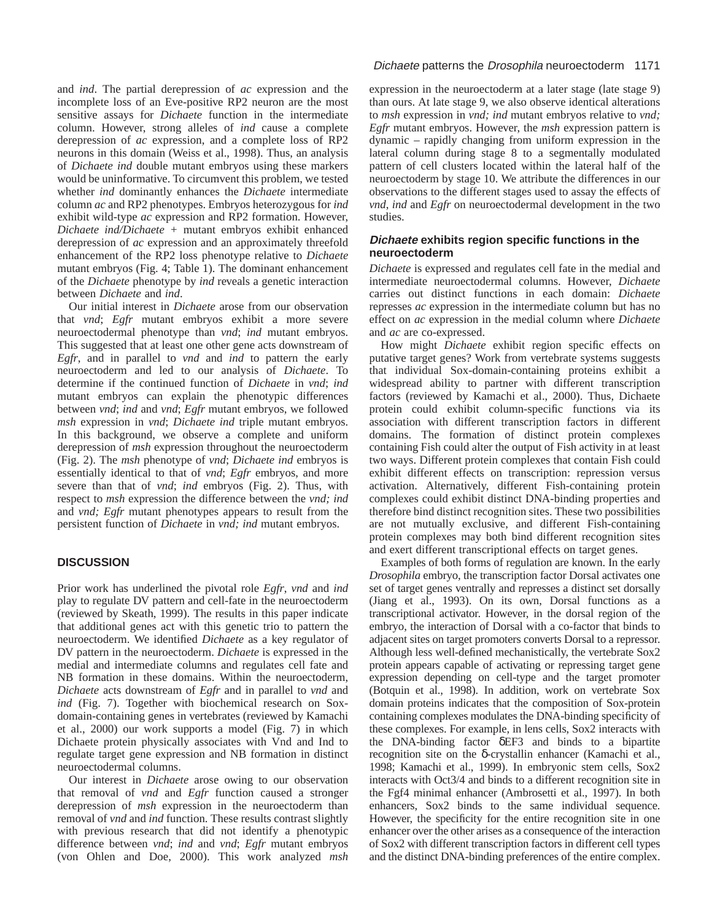and *ind*. The partial derepression of *ac* expression and the incomplete loss of an Eve-positive RP2 neuron are the most sensitive assays for *Dichaete* function in the intermediate column. However, strong alleles of *ind* cause a complete derepression of *ac* expression, and a complete loss of RP2 neurons in this domain (Weiss et al., 1998). Thus, an analysis of *Dichaete ind* double mutant embryos using these markers would be uninformative. To circumvent this problem, we tested whether *ind* dominantly enhances the *Dichaete* intermediate column *ac* and RP2 phenotypes. Embryos heterozygous for *ind* exhibit wild-type *ac* expression and RP2 formation. However, *Dichaete ind/Dichaete +* mutant embryos exhibit enhanced derepression of *ac* expression and an approximately threefold enhancement of the RP2 loss phenotype relative to *Dichaete* mutant embryos (Fig. 4; Table 1). The dominant enhancement of the *Dichaete* phenotype by *ind* reveals a genetic interaction between *Dichaete* and *ind*.

Our initial interest in *Dichaete* arose from our observation that *vnd*; *Egfr* mutant embryos exhibit a more severe neuroectodermal phenotype than *vnd*; *ind* mutant embryos. This suggested that at least one other gene acts downstream of *Egfr*, and in parallel to *vnd* and *ind* to pattern the early neuroectoderm and led to our analysis of *Dichaete*. To determine if the continued function of *Dichaete* in *vnd*; *ind* mutant embryos can explain the phenotypic differences between *vnd*; *ind* and *vnd*; *Egfr* mutant embryos, we followed *msh* expression in *vnd*; *Dichaete ind* triple mutant embryos. In this background, we observe a complete and uniform derepression of *msh* expression throughout the neuroectoderm (Fig. 2). The *msh* phenotype of *vnd*; *Dichaete ind* embryos is essentially identical to that of *vnd*; *Egfr* embryos, and more severe than that of *vnd*; *ind* embryos (Fig. 2). Thus, with respect to *msh* expression the difference between the *vnd; ind* and *vnd; Egfr* mutant phenotypes appears to result from the persistent function of *Dichaete* in *vnd; ind* mutant embryos.

## DISCUSSION

Prior work has underlined the pivotal role *Egfr*, *vnd* and *ind* play to regulate DV pattern and cell-fate in the neuroectoderm (reviewed by Skeath, 1999). The results in this paper indicate that additional genes act with this genetic trio to pattern the neuroectoderm. We identified *Dichaete* as a key regulator of DV pattern in the neuroectoderm. *Dichaete* is expressed in the medial and intermediate columns and regulates cell fate and NB formation in these domains. Within the neuroectoderm, *Dichaete* acts downstream of *Egfr* and in parallel to *vnd* and *ind* (Fig. 7). Together with biochemical research on Sox-domain-containing genes in vertebrates (reviewed by Kamachi et al., 2000) our work supports a model (Fig. 7) in which Dichaete protein physically associates with Vnd and Ind to regulate target gene expression and NB formation in distinct neuroectodermal columns.

Our interest in *Dichaete* arose owing to our observation that removal of *vnd* and *Egfr* function caused a stronger derepression of *msh* expression in the neuroectoderm than removal of *vnd* and *ind* function. These results contrast slightly with previous research that did not identify a phenotypic difference between *vnd*; *ind* and *vnd*; *Egfr* mutant embryos (von Ohlen and Doe, 2000). This work analyzed *msh* expression in the neuroectoderm at a later stage (late stage 9) than ours. At late stage 9, we also observe identical alterations to *msh* expression in *vnd; ind* mutant embryos relative to *vnd; Egfr* mutant embryos. However, the *msh* expression pattern is dynamic – rapidly changing from uniform expression in the lateral column during stage 8 to a segmentally modulated pattern of cell clusters located within the lateral half of the neuroectoderm by stage 10. We attribute the differences in our observations to the different stages used to assay the effects of *vnd*, *ind* and *Egfr* on neuroectodermal development in the two studies.

### *Dichaete* exhibits region specific functions in the neuroectoderm

*Dichaete* is expressed and regulates cell fate in the medial and intermediate neuroectodermal columns. However, *Dichaete* carries out distinct functions in each domain: *Dichaete* represses *ac* expression in the intermediate column but has no effect on *ac* expression in the medial column where *Dichaete* and *ac* are co-expressed.

How might *Dichaete* exhibit region specific effects on putative target genes? Work from vertebrate systems suggests that individual Sox-domain-containing proteins exhibit a widespread ability to partner with different transcription factors (reviewed by Kamachi et al., 2000). Thus, Dichaete protein could exhibit column-specific functions via its association with different transcription factors in different domains. The formation of distinct protein complexes containing Fish could alter the output of Fish activity in at least two ways. Different protein complexes that contain Fish could exhibit different effects on transcription: repression versus activation. Alternatively, different Fish-containing protein complexes could exhibit distinct DNA-binding properties and therefore bind distinct recognition sites. These two possibilities are not mutually exclusive, and different Fish-containing protein complexes may both bind different recognition sites and exert different transcriptional effects on target genes.

Examples of both forms of regulation are known. In the early *Drosophila* embryo, the transcription factor Dorsal activates one set of target genes ventrally and represses a distinct set dorsally (Jiang et al., 1993). On its own, Dorsal functions as a transcriptional activator. However, in the dorsal region of the embryo, the interaction of Dorsal with a co-factor that binds to adjacent sites on target promoters converts Dorsal to a repressor. Although less well-defined mechanistically, the vertebrate Sox2 protein appears capable of activating or repressing target gene expression depending on cell-type and the target promoter (Botquin et al., 1998). In addition, work on vertebrate Sox domain proteins indicates that the composition of Sox-protein containing complexes modulates the DNA-binding specificity of these complexes. For example, in lens cells, Sox2 interacts with the DNA-binding factor δEF3 and binds to a bipartite recognition site on the δ-crystallin enhancer (Kamachi et al., 1998; Kamachi et al., 1999). In embryonic stem cells, Sox2 interacts with Oct3/4 and binds to a different recognition site in the Fgf4 minimal enhancer (Ambrosetti et al., 1997). In both enhancers, Sox2 binds to the same individual sequence. However, the specificity for the entire recognition site in one enhancer over the other arises as a consequence of the interaction of Sox2 with different transcription factors in different cell types and the distinct DNA-binding preferences of the entire complex.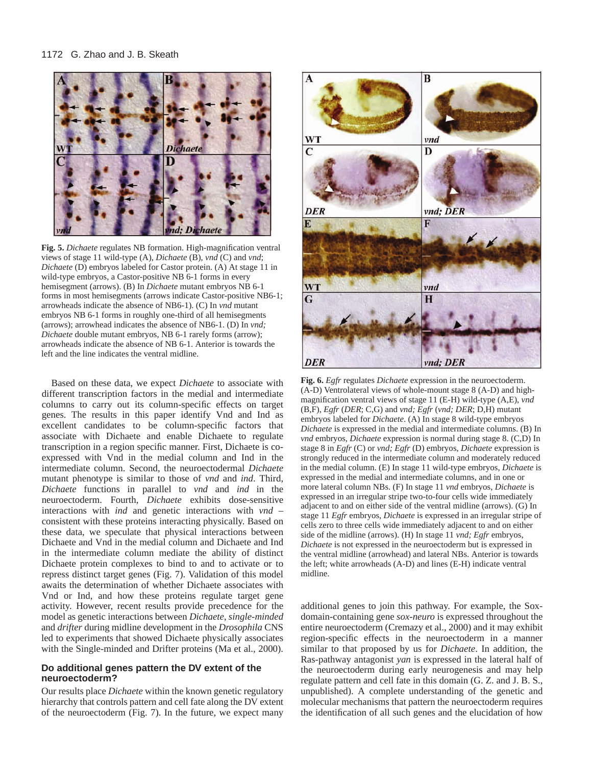**Fig. 5.** *Dichaete* regulates NB formation. High-magnification ventral views of stage 11 wild-type (A), *Dichaete* (B), *vnd* (C) and *vnd*; *Dichaete* (D) embryos labeled for Castor protein. (A) At stage 11 in wild-type embryos, a Castor-positive NB 6-1 forms in every hemisegment (arrows). (B) In *Dichaete* mutant embryos NB 6-1 forms in most hemisegments (arrows indicate Castor-positive NB6-1; arrowheads indicate the absence of NB6-1). (C) In *vnd* mutant embryos NB 6-1 forms in roughly one-third of all hemisegments (arrows); arrowhead indicates the absence of NB6-1. (D) In *vnd; Dichaete* double mutant embryos, NB 6-1 rarely forms (arrow); arrowheads indicate the absence of NB 6-1. Anterior is towards the left and the line indicates the ventral midline.

Based on these data, we expect *Dichaete* to associate with different transcription factors in the medial and intermediate columns to carry out its column-specific effects on target genes. The results in this paper identify Vnd and Ind as excellent candidates to be column-specific factors that associate with Dichaete and enable Dichaete to regulate transcription in a region specific manner. First, Dichaete is co-expressed with Vnd in the medial column and Ind in the intermediate column. Second, the neuroectodermal *Dichaete* mutant phenotype is similar to those of *vnd* and *ind*. Third, *Dichaete* functions in parallel to *vnd* and *ind* in the neuroectoderm. Fourth, *Dichaete* exhibits dose-sensitive interactions with *ind* and genetic interactions with *vnd* – consistent with these proteins interacting physically. Based on these data, we speculate that physical interactions between Dichaete and Vnd in the medial column and Dichaete and Ind in the intermediate column mediate the ability of distinct Dichaete protein complexes to bind to and to activate or to repress distinct target genes (Fig. 7). Validation of this model awaits the determination of whether Dichaete associates with Vnd or Ind, and how these proteins regulate target gene activity. However, recent results provide precedence for the model as genetic interactions between *Dichaete*, *single-minded* and *drifter* during midline development in the *Drosophila* CNS led to experiments that showed Dichaete physically associates with the Single-minded and Drifter proteins (Ma et al., 2000).

### Do additional genes pattern the DV extent of the neuroectoderm?

Our results place *Dichaete* within the known genetic regulatory hierarchy that controls pattern and cell fate along the DV extent of the neuroectoderm (Fig. 7). In the future, we expect many additional genes to join this pathway. For example, the Sox-domain-containing gene *sox-neuro* is expressed throughout the entire neuroectoderm (Cremazy et al., 2000) and it may exhibit region-specific effects in the neuroectoderm in a manner similar to that proposed by us for *Dichaete*. In addition, the Ras-pathway antagonist *yan* is expressed in the lateral half of the neuroectoderm during early neurogenesis and may help regulate pattern and cell fate in this domain (G. Z. and J. B. S., unpublished). A complete understanding of the genetic and molecular mechanisms that pattern the neuroectoderm requires the identification of all such genes and the elucidation of how

**Fig. 6.** *Egfr* regulates *Dichaete* expression in the neuroectoderm. (A-D) Ventrolateral views of whole-mount stage 8 (A-D) and high-magnification ventral views of stage 11 (E-H) wild-type (A,E), *vnd* (B,F), *Egfr* (*DER*; C,G) and *vnd; Egfr* (*vnd; DER*; D,H) mutant embryos labeled for *Dichaete*. (A) In stage 8 wild-type embryos *Dichaete* is expressed in the medial and intermediate columns. (B) In *vnd* embryos, *Dichaete* expression is normal during stage 8. (C,D) In stage 8 in *Egfr* (C) or *vnd; Egfr* (D) embryos, *Dichaete* expression is strongly reduced in the intermediate column and moderately reduced in the medial column. (E) In stage 11 wild-type embryos, *Dichaete* is expressed in the medial and intermediate columns, and in one or more lateral column NBs. (F) In stage 11 *vnd* embryos, *Dichaete* is expressed in an irregular stripe two-to-four cells wide immediately adjacent to and on either side of the ventral midline (arrows). (G) In stage 11 *Egfr* embryos, *Dichaete* is expressed in an irregular stripe of cells zero to three cells wide immediately adjacent to and on either side of the midline (arrows). (H) In stage 11 *vnd; Egfr* embryos, *Dichaete* is not expressed in the neuroectoderm but is expressed in the ventral midline (arrowhead) and lateral NBs. Anterior is towards the left; white arrowheads (A-D) and lines (E-H) indicate ventral midline.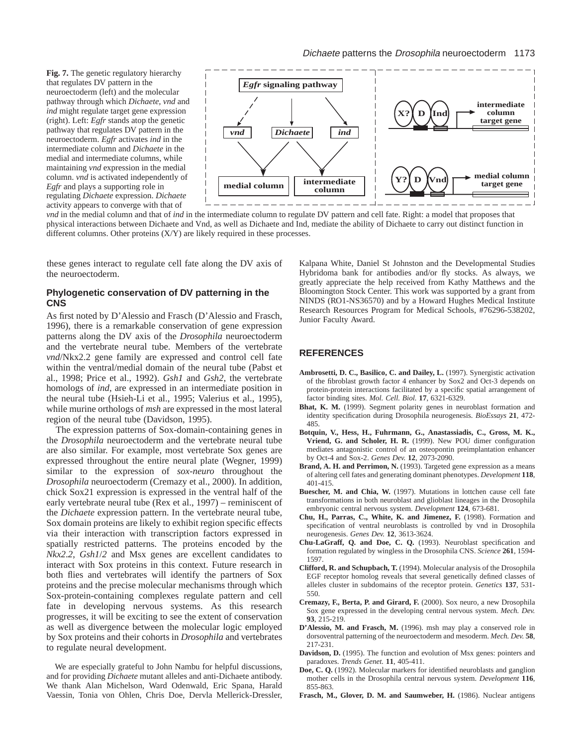**Fig. 7.** The genetic regulatory hierarchy that regulates DV pattern in the neuroectoderm (left) and the molecular pathway through which *Dichaete*, *vnd* and *ind* might regulate target gene expression (right). Left: *Egfr* stands atop the genetic pathway that regulates DV pattern in the neuroectoderm. *Egfr* activates *ind* in the intermediate column and *Dichaete* in the medial and intermediate columns, while maintaining *vnd* expression in the medial column. *vnd* is activated independently of *Egfr* and plays a supporting role in regulating *Dichaete* expression. *Dichaete* activity appears to converge with that of *vnd* in the medial column and that of *ind* in the intermediate column to regulate DV pattern and cell fate. Right: a model that proposes that physical interactions between Dichaete and Vnd, as well as Dichaete and Ind, mediate the ability of Dichaete to carry out distinct function in different columns. Other proteins (X/Y) are likely required in these processes.

these genes interact to regulate cell fate along the DV axis of the neuroectoderm.

### Phylogenetic conservation of DV patterning in the CNS

As first noted by D'Alessio and Frasch (D'Alessio and Frasch, 1996), there is a remarkable conservation of gene expression patterns along the DV axis of the *Drosophila* neuroectoderm and the vertebrate neural tube. Members of the vertebrate *vnd*/Nkx2.2 gene family are expressed and control cell fate within the ventral/medial domain of the neural tube (Pabst et al., 1998; Price et al., 1992). *Gsh1* and *Gsh2*, the vertebrate homologs of *ind*, are expressed in an intermediate position in the neural tube (Hsieh-Li et al., 1995; Valerius et al., 1995), while murine orthologs of *msh* are expressed in the most lateral region of the neural tube (Davidson, 1995).

The expression patterns of Sox-domain-containing genes in the *Drosophila* neuroectoderm and the vertebrate neural tube are also similar. For example, most vertebrate Sox genes are expressed throughout the entire neural plate (Wegner, 1999) similar to the expression of *sox-neuro* throughout the *Drosophila* neuroectoderm (Cremazy et al., 2000). In addition, chick Sox21 expression is expressed in the ventral half of the early vertebrate neural tube (Rex et al., 1997) – reminiscent of the *Dichaete* expression pattern. In the vertebrate neural tube, Sox domain proteins are likely to exhibit region specific effects via their interaction with transcription factors expressed in spatially restricted patterns. The proteins encoded by the *Nkx2.2*, *Gsh1*/*2* and Msx genes are excellent candidates to interact with Sox proteins in this context. Future research in both flies and vertebrates will identify the partners of Sox proteins and the precise molecular mechanisms through which Sox-protein-containing complexes regulate pattern and cell fate in developing nervous systems. As this research progresses, it will be exciting to see the extent of conservation as well as divergence between the molecular logic employed by Sox proteins and their cohorts in *Drosophila* and vertebrates to regulate neural development.

We are especially grateful to John Nambu for helpful discussions, and for providing *Dichaete* mutant alleles and anti-Dichaete antibody. We thank Alan Michelson, Ward Odenwald, Eric Spana, Harald Vaessin, Tonia von Ohlen, Chris Doe, Dervla Mellerick-Dressler, Kalpana White, Daniel St Johnston and the Developmental Studies Hybridoma bank for antibodies and/or fly stocks. As always, we greatly appreciate the help received from Kathy Matthews and the Bloomington Stock Center. This work was supported by a grant from NINDS (RO1-NS36570) and by a Howard Hughes Medical Institute Research Resources Program for Medical Schools, #76296-538202, Junior Faculty Award.

## REFERENCES

**Ambrosetti, D. C., Basilico, C. and Dailey, L.** (1997). Synergistic activation of the fibroblast growth factor 4 enhancer by Sox2 and Oct-3 depends on protein-protein interactions facilitated by a specific spatial arrangement of factor binding sites. *Mol. Cell. Biol.* **17**, 6321-6329.

**Bhat, K. M.** (1999). Segment polarity genes in neuroblast formation and identity specification during Drosophila neurogenesis. *BioEssays* **21**, 472-485.

**Botquin, V., Hess, H., Fuhrmann, G., Anastassiadis, C., Gross, M. K., Vriend, G. and Scholer, H. R.** (1999). New POU dimer configuration mediates antagonistic control of an osteopontin preimplantation enhancer by Oct-4 and Sox-2. *Genes Dev.* **12**, 2073-2090.

**Brand, A. H. and Perrimon, N.** (1993). Targeted gene expression as a means of altering cell fates and generating dominant phenotypes. *Development* **118**, 401-415.

**Buescher, M. and Chia, W.** (1997). Mutations in lottchen cause cell fate transformations in both neuroblast and glioblast lineages in the Drosophila embryonic central nervous system. *Development* **124**, 673-681.

**Chu, H., Parras, C., White, K. and Jimenez, F.** (1998). Formation and specification of ventral neuroblasts is controlled by vnd in Drosophila neurogenesis. *Genes Dev.* **12**, 3613-3624.

**Chu-LaGraff, Q. and Doe, C. Q.** (1993). Neuroblast specification and formation regulated by wingless in the Drosophila CNS. *Science* **261**, 1594-1597.

**Clifford, R. and Schupbach, T.** (1994). Molecular analysis of the Drosophila EGF receptor homolog reveals that several genetically defined classes of alleles cluster in subdomains of the receptor protein. *Genetics* **137**, 531-550.

**Cremazy, F., Berta, P. and Girard, F.** (2000). Sox neuro, a new Drosophila Sox gene expressed in the developing central nervous system. *Mech. Dev.* **93**, 215-219.

**D'Alessio, M. and Frasch, M.** (1996). msh may play a conserved role in dorsoventral patterning of the neuroectoderm and mesoderm. *Mech. Dev.* **58**, 217-231.

**Davidson, D.** (1995). The function and evolution of Msx genes: pointers and paradoxes. *Trends Genet.* **11**, 405-411.

**Doe, C. Q.** (1992). Molecular markers for identified neuroblasts and ganglion mother cells in the Drosophila central nervous system. *Development* **116**, 855-863.

**Frasch, M., Glover, D. M. and Saumweber, H.** (1986). Nuclear antigens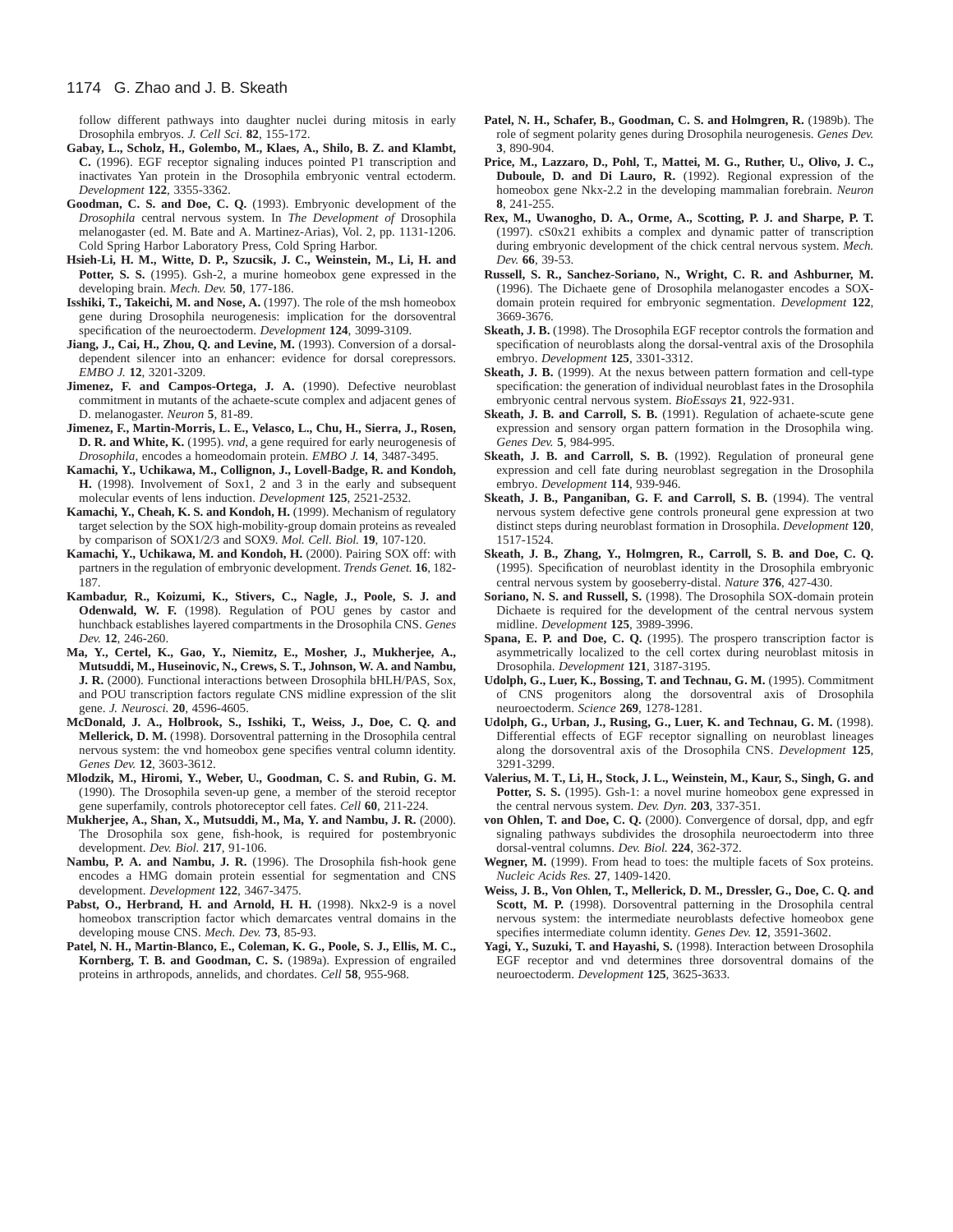follow different pathways into daughter nuclei during mitosis in early Drosophila embryos. *J. Cell Sci.* **82**, 155-172.

**Gabay, L., Scholz, H., Golembo, M., Klaes, A., Shilo, B. Z. and Klambt, C.** (1996). EGF receptor signaling induces pointed P1 transcription and inactivates Yan protein in the Drosophila embryonic ventral ectoderm. *Development* **122**, 3355-3362.

**Goodman, C. S. and Doe, C. Q.** (1993). Embryonic development of the *Drosophila* central nervous system. In *The Development of* Drosophila melanogaster (ed. M. Bate and A. Martinez-Arias), Vol. 2, pp. 1131-1206. Cold Spring Harbor Laboratory Press, Cold Spring Harbor.

**Hsieh-Li, H. M., Witte, D. P., Szucsik, J. C., Weinstein, M., Li, H. and Potter, S. S.** (1995). Gsh-2, a murine homeobox gene expressed in the developing brain. *Mech. Dev.* **50**, 177-186.

**Isshiki, T., Takeichi, M. and Nose, A.** (1997). The role of the msh homeobox gene during Drosophila neurogenesis: implication for the dorsoventral specification of the neuroectoderm. *Development* **124**, 3099-3109.

**Jiang, J., Cai, H., Zhou, Q. and Levine, M.** (1993). Conversion of a dorsal-dependent silencer into an enhancer: evidence for dorsal corepressors. *EMBO J.* **12**, 3201-3209.

**Jimenez, F. and Campos-Ortega, J. A.** (1990). Defective neuroblast commitment in mutants of the achaete-scute complex and adjacent genes of D. melanogaster. *Neuron* **5**, 81-89.

**Jimenez, F., Martin-Morris, L. E., Velasco, L., Chu, H., Sierra, J., Rosen, D. R. and White, K.** (1995). *vnd*, a gene required for early neurogenesis of *Drosophila*, encodes a homeodomain protein. *EMBO J.* **14**, 3487-3495.

**Kamachi, Y., Uchikawa, M., Collignon, J., Lovell-Badge, R. and Kondoh, H.** (1998). Involvement of Sox1, 2 and 3 in the early and subsequent molecular events of lens induction. *Development* **125**, 2521-2532.

**Kamachi, Y., Cheah, K. S. and Kondoh, H.** (1999). Mechanism of regulatory target selection by the SOX high-mobility-group domain proteins as revealed by comparison of SOX1/2/3 and SOX9. *Mol. Cell. Biol.* **19**, 107-120.

**Kamachi, Y., Uchikawa, M. and Kondoh, H.** (2000). Pairing SOX off: with partners in the regulation of embryonic development. *Trends Genet.* **16**, 182-187.

**Kambadur, R., Koizumi, K., Stivers, C., Nagle, J., Poole, S. J. and Odenwald, W. F.** (1998). Regulation of POU genes by castor and hunchback establishes layered compartments in the Drosophila CNS. *Genes Dev.* **12**, 246-260.

**Ma, Y., Certel, K., Gao, Y., Niemitz, E., Mosher, J., Mukherjee, A., Mutsuddi, M., Huseinovic, N., Crews, S. T., Johnson, W. A. and Nambu, J. R.** (2000). Functional interactions between Drosophila bHLH/PAS, Sox, and POU transcription factors regulate CNS midline expression of the slit gene. *J. Neurosci.* **20**, 4596-4605.

**McDonald, J. A., Holbrook, S., Isshiki, T., Weiss, J., Doe, C. Q. and Mellerick, D. M.** (1998). Dorsoventral patterning in the Drosophila central nervous system: the vnd homeobox gene specifies ventral column identity. *Genes Dev.* **12**, 3603-3612.

**Mlodzik, M., Hiromi, Y., Weber, U., Goodman, C. S. and Rubin, G. M.** (1990). The Drosophila seven-up gene, a member of the steroid receptor gene superfamily, controls photoreceptor cell fates. *Cell* **60**, 211-224.

**Mukherjee, A., Shan, X., Mutsuddi, M., Ma, Y. and Nambu, J. R.** (2000). The Drosophila sox gene, fish-hook, is required for postembryonic development. *Dev. Biol.* **217**, 91-106.

**Nambu, P. A. and Nambu, J. R.** (1996). The Drosophila fish-hook gene encodes a HMG domain protein essential for segmentation and CNS development. *Development* **122**, 3467-3475.

**Pabst, O., Herbrand, H. and Arnold, H. H.** (1998). Nkx2-9 is a novel homeobox transcription factor which demarcates ventral domains in the developing mouse CNS. *Mech. Dev.* **73**, 85-93.

**Patel, N. H., Martin-Blanco, E., Coleman, K. G., Poole, S. J., Ellis, M. C., Kornberg, T. B. and Goodman, C. S.** (1989a). Expression of engrailed proteins in arthropods, annelids, and chordates. *Cell* **58**, 955-968.

**Patel, N. H., Schafer, B., Goodman, C. S. and Holmgren, R.** (1989b). The role of segment polarity genes during Drosophila neurogenesis. *Genes Dev.* **3**, 890-904.

**Price, M., Lazzaro, D., Pohl, T., Mattei, M. G., Ruther, U., Olivo, J. C., Duboule, D. and Di Lauro, R.** (1992). Regional expression of the homeobox gene Nkx-2.2 in the developing mammalian forebrain. *Neuron* **8**, 241-255.

**Rex, M., Uwanogho, D. A., Orme, A., Scotting, P. J. and Sharpe, P. T.** (1997). cS0x21 exhibits a complex and dynamic patter of transcription during embryonic development of the chick central nervous system. *Mech. Dev.* **66**, 39-53.

**Russell, S. R., Sanchez-Soriano, N., Wright, C. R. and Ashburner, M.** (1996). The Dichaete gene of Drosophila melanogaster encodes a SOX-domain protein required for embryonic segmentation. *Development* **122**, 3669-3676.

**Skeath, J. B.** (1998). The Drosophila EGF receptor controls the formation and specification of neuroblasts along the dorsal-ventral axis of the Drosophila embryo. *Development* **125**, 3301-3312.

**Skeath, J. B.** (1999). At the nexus between pattern formation and cell-type specification: the generation of individual neuroblast fates in the Drosophila embryonic central nervous system. *BioEssays* **21**, 922-931.

**Skeath, J. B. and Carroll, S. B.** (1991). Regulation of achaete-scute gene expression and sensory organ pattern formation in the Drosophila wing. *Genes Dev.* **5**, 984-995.

**Skeath, J. B. and Carroll, S. B.** (1992). Regulation of proneural gene expression and cell fate during neuroblast segregation in the Drosophila embryo. *Development* **114**, 939-946.

**Skeath, J. B., Panganiban, G. F. and Carroll, S. B.** (1994). The ventral nervous system defective gene controls proneural gene expression at two distinct steps during neuroblast formation in Drosophila. *Development* **120**, 1517-1524.

**Skeath, J. B., Zhang, Y., Holmgren, R., Carroll, S. B. and Doe, C. Q.** (1995). Specification of neuroblast identity in the Drosophila embryonic central nervous system by gooseberry-distal. *Nature* **376**, 427-430.

**Soriano, N. S. and Russell, S.** (1998). The Drosophila SOX-domain protein Dichaete is required for the development of the central nervous system midline. *Development* **125**, 3989-3996.

**Spana, E. P. and Doe, C. Q.** (1995). The prospero transcription factor is asymmetrically localized to the cell cortex during neuroblast mitosis in Drosophila. *Development* **121**, 3187-3195.

**Udolph, G., Luer, K., Bossing, T. and Technau, G. M.** (1995). Commitment of CNS progenitors along the dorsoventral axis of Drosophila neuroectoderm. *Science* **269**, 1278-1281.

**Udolph, G., Urban, J., Rusing, G., Luer, K. and Technau, G. M.** (1998). Differential effects of EGF receptor signalling on neuroblast lineages along the dorsoventral axis of the Drosophila CNS. *Development* **125**, 3291-3299.

**Valerius, M. T., Li, H., Stock, J. L., Weinstein, M., Kaur, S., Singh, G. and Potter, S. S.** (1995). Gsh-1: a novel murine homeobox gene expressed in the central nervous system. *Dev. Dyn.* **203**, 337-351.

**von Ohlen, T. and Doe, C. Q.** (2000). Convergence of dorsal, dpp, and egfr signaling pathways subdivides the drosophila neuroectoderm into three dorsal-ventral columns. *Dev. Biol.* **224**, 362-372.

**Wegner, M.** (1999). From head to toes: the multiple facets of Sox proteins. *Nucleic Acids Res.* **27**, 1409-1420.

**Weiss, J. B., Von Ohlen, T., Mellerick, D. M., Dressler, G., Doe, C. Q. and Scott, M. P.** (1998). Dorsoventral patterning in the Drosophila central nervous system: the intermediate neuroblasts defective homeobox gene specifies intermediate column identity. *Genes Dev.* **12**, 3591-3602.

**Yagi, Y., Suzuki, T. and Hayashi, S.** (1998). Interaction between Drosophila EGF receptor and vnd determines three dorsoventral domains of the neuroectoderm. *Development* **125**, 3625-3633.